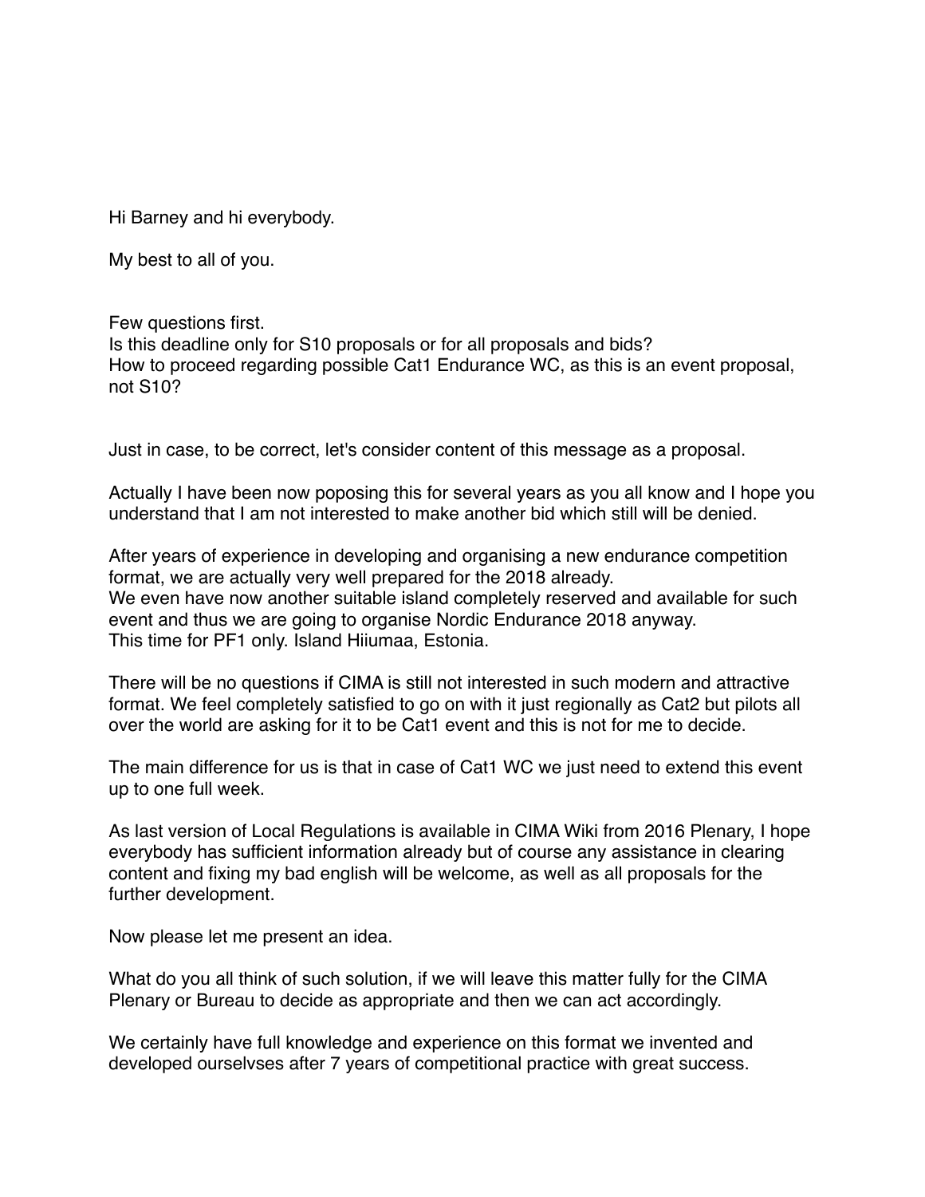Hi Barney and hi everybody.

My best to all of you.

Few questions first.
Is this deadline only for S10 proposals or for all proposals and bids?
How to proceed regarding possible Cat1 Endurance WC, as this is an event proposal, not S10?

Just in case, to be correct, let's consider content of this message as a proposal.

Actually I have been now poposing this for several years as you all know and I hope you understand that I am not interested to make another bid which still will be denied.

After years of experience in developing and organising a new endurance competition format, we are actually very well prepared for the 2018 already.
We even have now another suitable island completely reserved and available for such event and thus we are going to organise Nordic Endurance 2018 anyway.
This time for PF1 only. Island Hiiumaa, Estonia.

There will be no questions if CIMA is still not interested in such modern and attractive format. We feel completely satisfied to go on with it just regionally as Cat2 but pilots all over the world are asking for it to be Cat1 event and this is not for me to decide.

The main difference for us is that in case of Cat1 WC we just need to extend this event up to one full week.

As last version of Local Regulations is available in CIMA Wiki from 2016 Plenary, I hope everybody has sufficient information already but of course any assistance in clearing content and fixing my bad english will be welcome, as well as all proposals for the further development.

Now please let me present an idea.

What do you all think of such solution, if we will leave this matter fully for the CIMA Plenary or Bureau to decide as appropriate and then we can act accordingly.

We certainly have full knowledge and experience on this format we invented and developed ourselvses after 7 years of competitional practice with great success.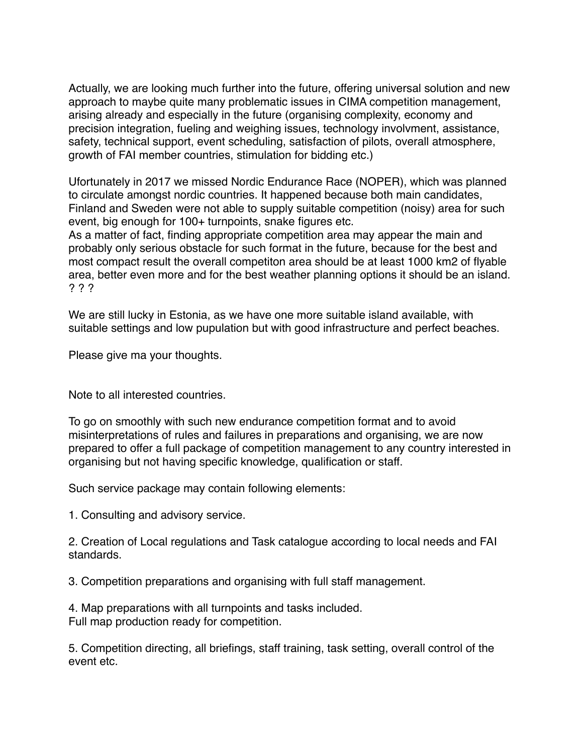Actually, we are looking much further into the future, offering universal solution and new approach to maybe quite many problematic issues in CIMA competition management, arising already and especially in the future (organising complexity, economy and precision integration, fueling and weighing issues, technology involvment, assistance, safety, technical support, event scheduling, satisfaction of pilots, overall atmosphere, growth of FAI member countries, stimulation for bidding etc.)

Ufortunately in 2017 we missed Nordic Endurance Race (NOPER), which was planned to circulate amongst nordic countries. It happened because both main candidates, Finland and Sweden were not able to supply suitable competition (noisy) area for such event, big enough for 100+ turnpoints, snake figures etc.
As a matter of fact, finding appropriate competition area may appear the main and probably only serious obstacle for such format in the future, because for the best and most compact result the overall competiton area should be at least 1000 km2 of flyable area, better even more and for the best weather planning options it should be an island.
? ? ?

We are still lucky in Estonia, as we have one more suitable island available, with suitable settings and low pupulation but with good infrastructure and perfect beaches.

Please give ma your thoughts.

Note to all interested countries.

To go on smoothly with such new endurance competition format and to avoid misinterpretations of rules and failures in preparations and organising, we are now prepared to offer a full package of competition management to any country interested in organising but not having specific knowledge, qualification or staff.

Such service package may contain following elements:

1. Consulting and advisory service.

2. Creation of Local regulations and Task catalogue according to local needs and FAI standards.

3. Competition preparations and organising with full staff management.

4. Map preparations with all turnpoints and tasks included.
Full map production ready for competition.

5. Competition directing, all briefings, staff training, task setting, overall control of the event etc.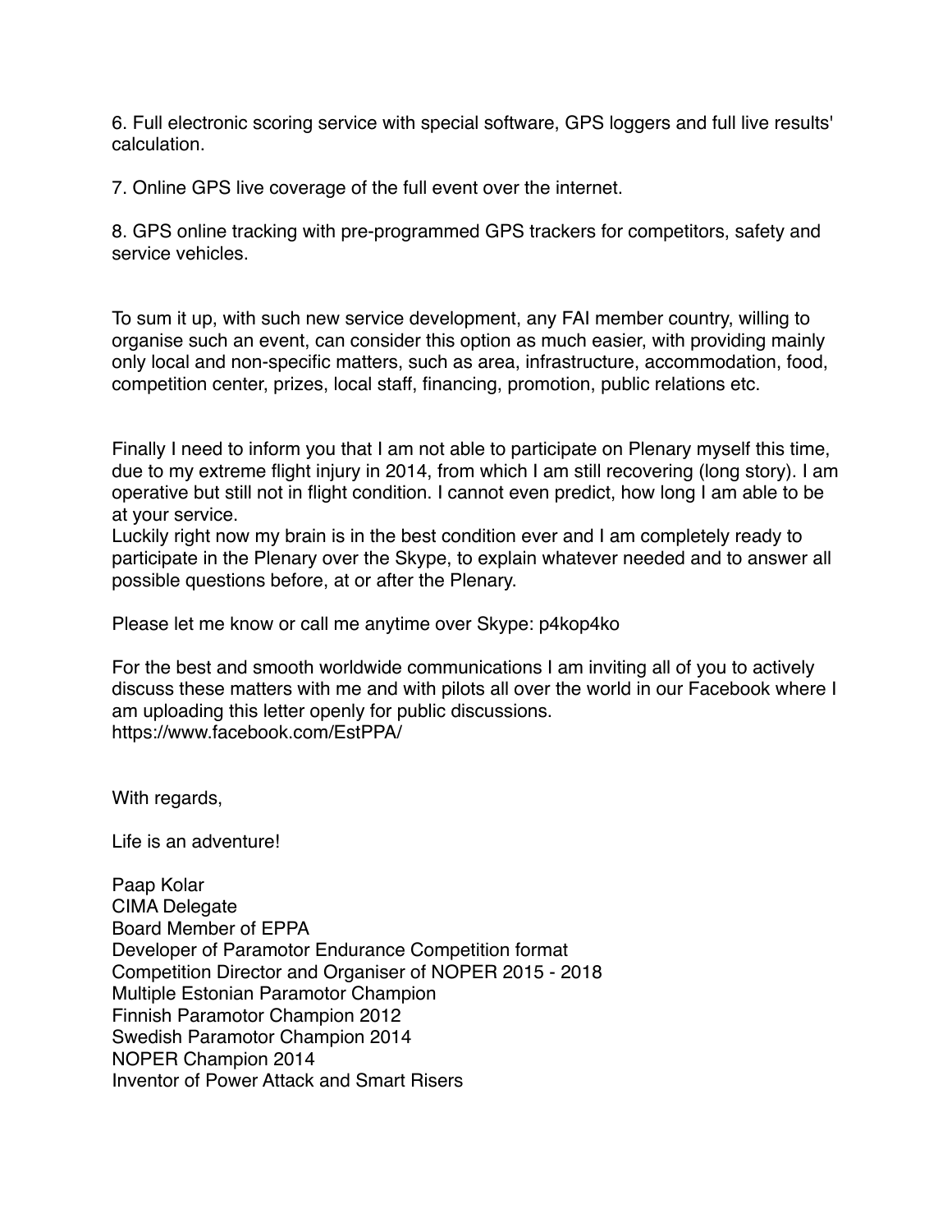6. Full electronic scoring service with special software, GPS loggers and full live results' calculation.

7. Online GPS live coverage of the full event over the internet.

8. GPS online tracking with pre-programmed GPS trackers for competitors, safety and service vehicles.

To sum it up, with such new service development, any FAI member country, willing to organise such an event, can consider this option as much easier, with providing mainly only local and non-specific matters, such as area, infrastructure, accommodation, food, competition center, prizes, local staff, financing, promotion, public relations etc.

Finally I need to inform you that I am not able to participate on Plenary myself this time, due to my extreme flight injury in 2014, from which I am still recovering (long story). I am operative but still not in flight condition. I cannot even predict, how long I am able to be at your service.
Luckily right now my brain is in the best condition ever and I am completely ready to participate in the Plenary over the Skype, to explain whatever needed and to answer all possible questions before, at or after the Plenary.

Please let me know or call me anytime over Skype: p4kop4ko

For the best and smooth worldwide communications I am inviting all of you to actively discuss these matters with me and with pilots all over the world in our Facebook where I am uploading this letter openly for public discussions.
https://www.facebook.com/EstPPA/

With regards,

Life is an adventure!

Paap Kolar
CIMA Delegate
Board Member of EPPA
Developer of Paramotor Endurance Competition format
Competition Director and Organiser of NOPER 2015 - 2018
Multiple Estonian Paramotor Champion
Finnish Paramotor Champion 2012
Swedish Paramotor Champion 2014
NOPER Champion 2014
Inventor of Power Attack and Smart Risers